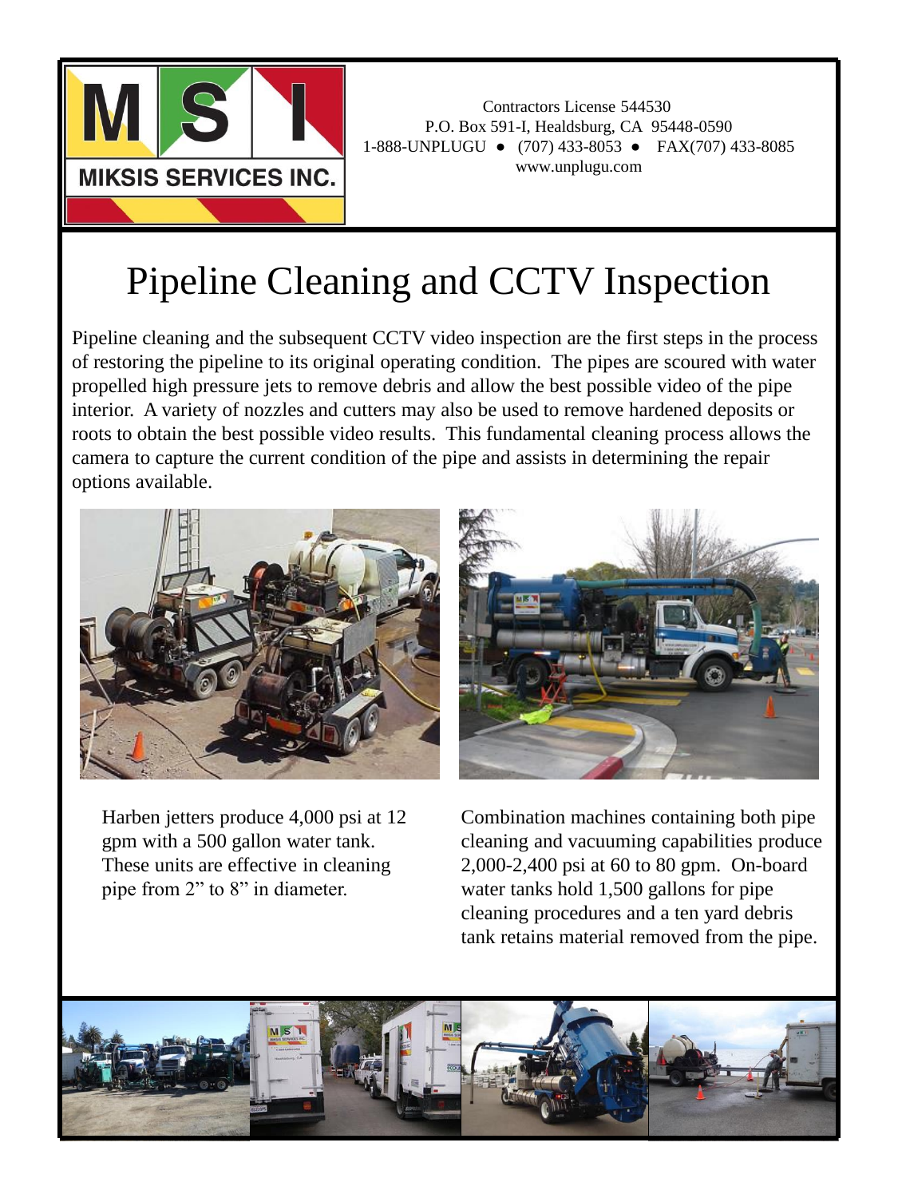MSI
MIKSIS SERVICES INC.

Contractors License 544530
P.O. Box 591-I, Healdsburg, CA 95448-0590
1-888-UNPLUGU ● (707) 433-8053 ● FAX(707) 433-8085
www.unplugu.com

# Pipeline Cleaning and CCTV Inspection

Pipeline cleaning and the subsequent CCTV video inspection are the first steps in the process of restoring the pipeline to its original operating condition. The pipes are scoured with water propelled high pressure jets to remove debris and allow the best possible video of the pipe interior. A variety of nozzles and cutters may also be used to remove hardened deposits or roots to obtain the best possible video results. This fundamental cleaning process allows the camera to capture the current condition of the pipe and assists in determining the repair options available.

Harben jetters produce 4,000 psi at 12 gpm with a 500 gallon water tank. These units are effective in cleaning pipe from 2" to 8" in diameter.

Combination machines containing both pipe cleaning and vacuuming capabilities produce 2,000-2,400 psi at 60 to 80 gpm. On-board water tanks hold 1,500 gallons for pipe cleaning procedures and a ten yard debris tank retains material removed from the pipe.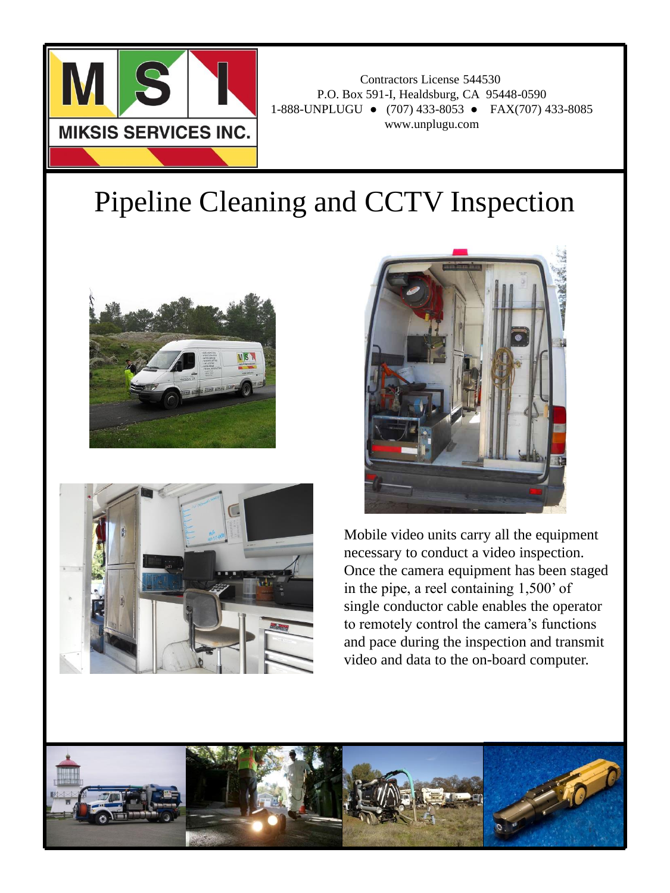MIKSIS SERVICES INC.

Contractors License 544530
P.O. Box 591-I, Healdsburg, CA 95448-0590
1-888-UNPLUGU ● (707) 433-8053 ● FAX(707) 433-8085
www.unplugu.com

# Pipeline Cleaning and CCTV Inspection

Mobile video units carry all the equipment necessary to conduct a video inspection. Once the camera equipment has been staged in the pipe, a reel containing 1,500' of single conductor cable enables the operator to remotely control the camera's functions and pace during the inspection and transmit video and data to the on-board computer.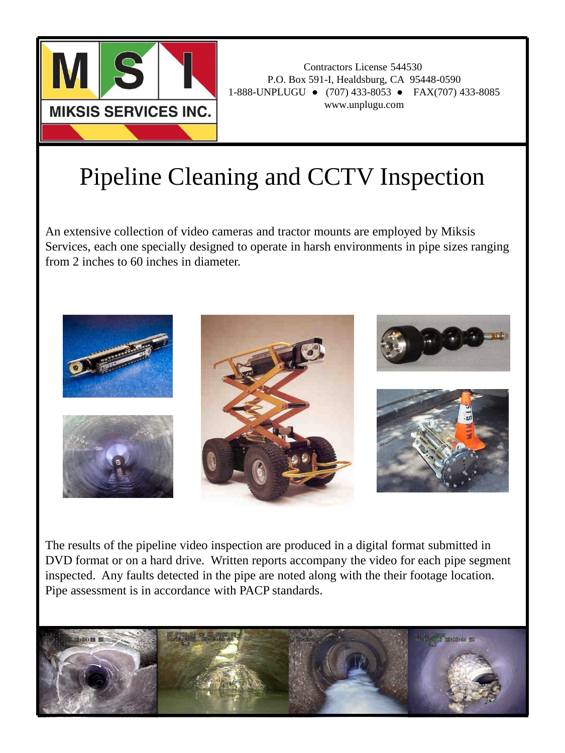MIKSIS SERVICES INC.

Contractors License 544530
P.O. Box 591-I, Healdsburg, CA 95448-0590
1-888-UNPLUGU ● (707) 433-8053 ● FAX(707) 433-8085
www.unplugu.com

# Pipeline Cleaning and CCTV Inspection

An extensive collection of video cameras and tractor mounts are employed by Miksis Services, each one specially designed to operate in harsh environments in pipe sizes ranging from 2 inches to 60 inches in diameter.

The results of the pipeline video inspection are produced in a digital format submitted in DVD format or on a hard drive. Written reports accompany the video for each pipe segment inspected. Any faults detected in the pipe are noted along with the their footage location. Pipe assessment is in accordance with PACP standards.